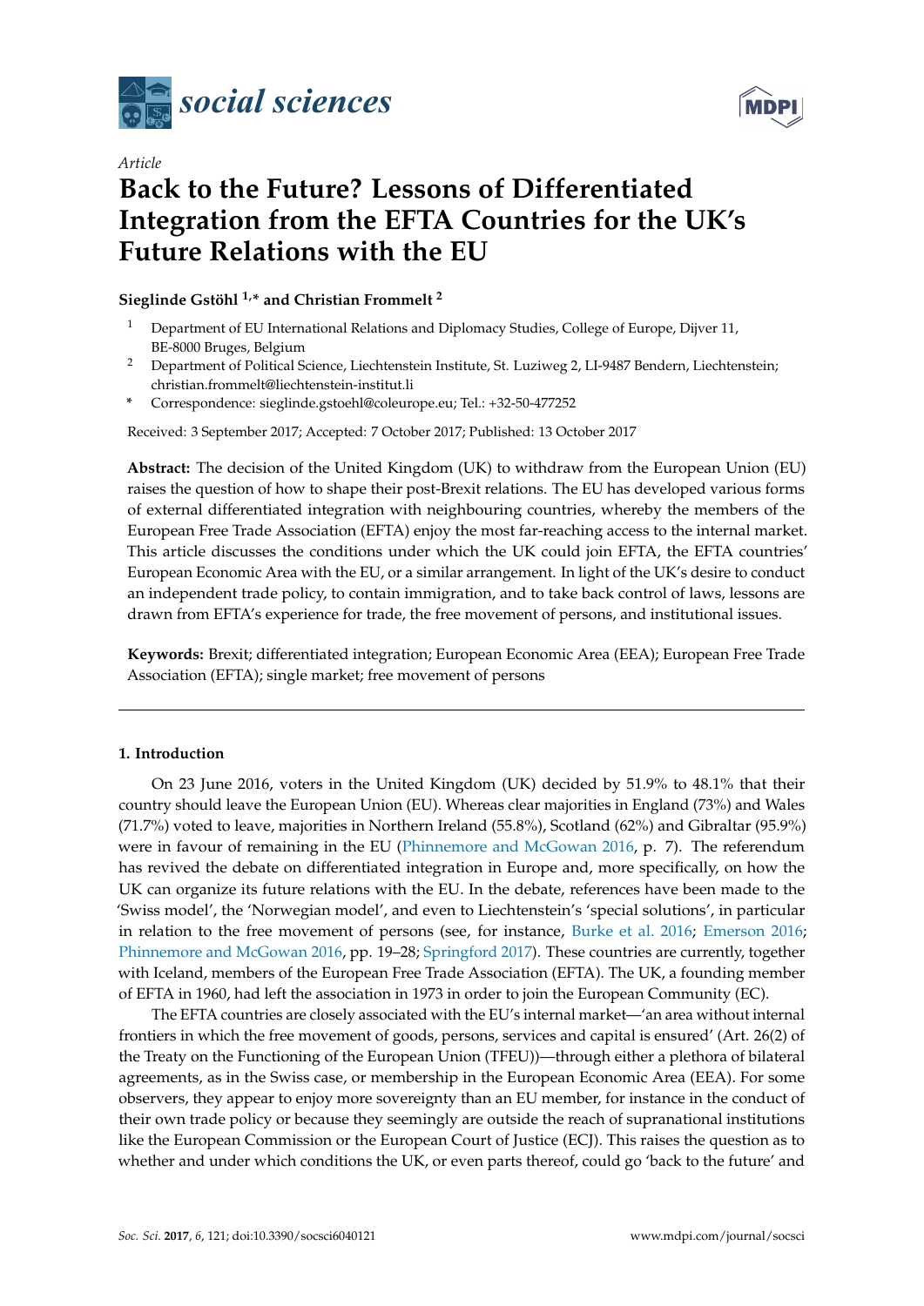*social sciences*

*Article*

# Back to the Future? Lessons of Differentiated Integration from the EFTA Countries for the UK's Future Relations with the EU

**Sieglinde Gstöhl [1,*] and Christian Frommelt [2]**

[1] Department of EU International Relations and Diplomacy Studies, College of Europe, Dijver 11, BE-8000 Bruges, Belgium

[2] Department of Political Science, Liechtenstein Institute, St. Luziweg 2, LI-9487 Bendern, Liechtenstein; christian.frommelt@liechtenstein-institut.li

[*] Correspondence: sieglinde.gstoehl@coleurope.eu; Tel.: +32-50-477252

Received: 3 September 2017; Accepted: 7 October 2017; Published: 13 October 2017

**Abstract:** The decision of the United Kingdom (UK) to withdraw from the European Union (EU) raises the question of how to shape their post-Brexit relations. The EU has developed various forms of external differentiated integration with neighbouring countries, whereby the members of the European Free Trade Association (EFTA) enjoy the most far-reaching access to the internal market. This article discusses the conditions under which the UK could join EFTA, the EFTA countries' European Economic Area with the EU, or a similar arrangement. In light of the UK's desire to conduct an independent trade policy, to contain immigration, and to take back control of laws, lessons are drawn from EFTA's experience for trade, the free movement of persons, and institutional issues.

**Keywords:** Brexit; differentiated integration; European Economic Area (EEA); European Free Trade Association (EFTA); single market; free movement of persons

## 1. Introduction

On 23 June 2016, voters in the United Kingdom (UK) decided by 51.9% to 48.1% that their country should leave the European Union (EU). Whereas clear majorities in England (73%) and Wales (71.7%) voted to leave, majorities in Northern Ireland (55.8%), Scotland (62%) and Gibraltar (95.9%) were in favour of remaining in the EU (Phinnemore and McGowan 2016, p. 7). The referendum has revived the debate on differentiated integration in Europe and, more specifically, on how the UK can organize its future relations with the EU. In the debate, references have been made to the 'Swiss model', the 'Norwegian model', and even to Liechtenstein's 'special solutions', in particular in relation to the free movement of persons (see, for instance, Burke et al. 2016; Emerson 2016; Phinnemore and McGowan 2016, pp. 19–28; Springford 2017). These countries are currently, together with Iceland, members of the European Free Trade Association (EFTA). The UK, a founding member of EFTA in 1960, had left the association in 1973 in order to join the European Community (EC).

The EFTA countries are closely associated with the EU's internal market—'an area without internal frontiers in which the free movement of goods, persons, services and capital is ensured' (Art. 26(2) of the Treaty on the Functioning of the European Union (TFEU))—through either a plethora of bilateral agreements, as in the Swiss case, or membership in the European Economic Area (EEA). For some observers, they appear to enjoy more sovereignty than an EU member, for instance in the conduct of their own trade policy or because they seemingly are outside the reach of supranational institutions like the European Commission or the European Court of Justice (ECJ). This raises the question as to whether and under which conditions the UK, or even parts thereof, could go 'back to the future' and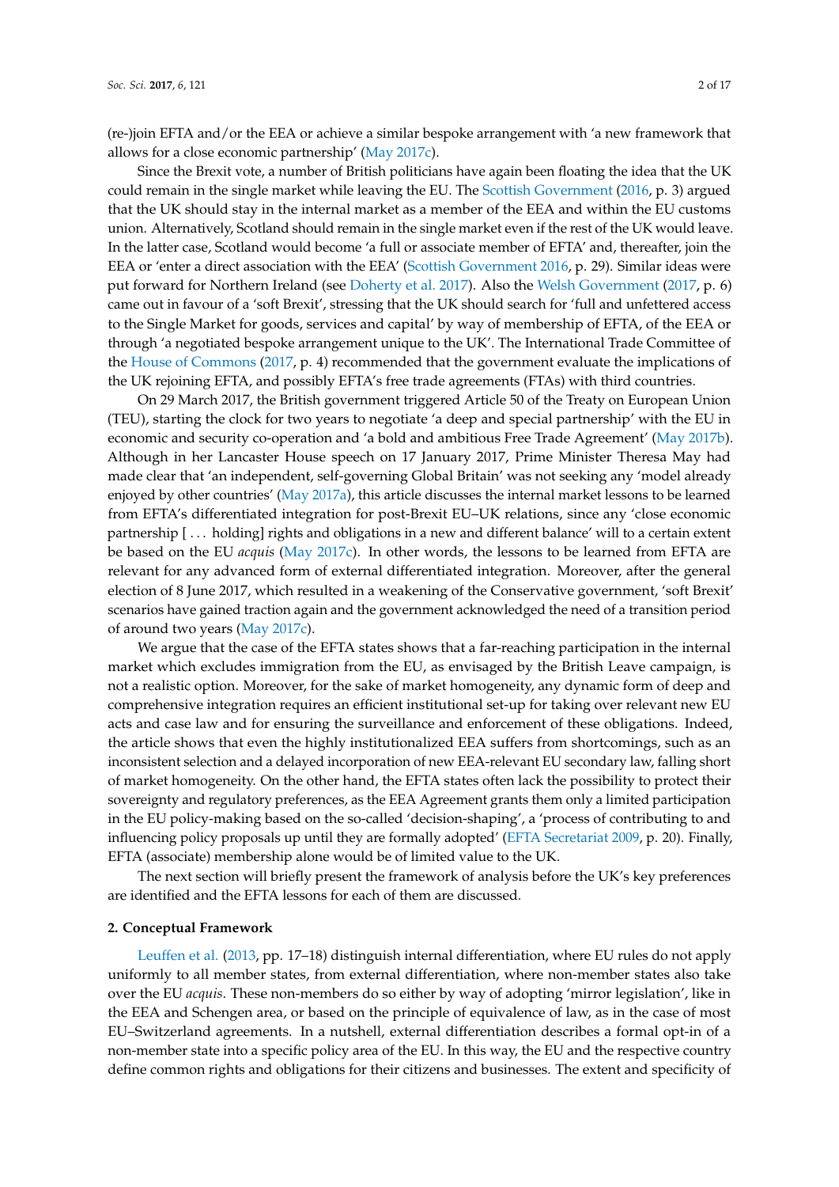(re-)join EFTA and/or the EEA or achieve a similar bespoke arrangement with 'a new framework that allows for a close economic partnership' (May 2017c).

Since the Brexit vote, a number of British politicians have again been floating the idea that the UK could remain in the single market while leaving the EU. The Scottish Government (2016, p. 3) argued that the UK should stay in the internal market as a member of the EEA and within the EU customs union. Alternatively, Scotland should remain in the single market even if the rest of the UK would leave. In the latter case, Scotland would become 'a full or associate member of EFTA' and, thereafter, join the EEA or 'enter a direct association with the EEA' (Scottish Government 2016, p. 29). Similar ideas were put forward for Northern Ireland (see Doherty et al. 2017). Also the Welsh Government (2017, p. 6) came out in favour of a 'soft Brexit', stressing that the UK should search for 'full and unfettered access to the Single Market for goods, services and capital' by way of membership of EFTA, of the EEA or through 'a negotiated bespoke arrangement unique to the UK'. The International Trade Committee of the House of Commons (2017, p. 4) recommended that the government evaluate the implications of the UK rejoining EFTA, and possibly EFTA's free trade agreements (FTAs) with third countries.

On 29 March 2017, the British government triggered Article 50 of the Treaty on European Union (TEU), starting the clock for two years to negotiate 'a deep and special partnership' with the EU in economic and security co-operation and 'a bold and ambitious Free Trade Agreement' (May 2017b). Although in her Lancaster House speech on 17 January 2017, Prime Minister Theresa May had made clear that 'an independent, self-governing Global Britain' was not seeking any 'model already enjoyed by other countries' (May 2017a), this article discusses the internal market lessons to be learned from EFTA's differentiated integration for post-Brexit EU–UK relations, since any 'close economic partnership [ . . . holding] rights and obligations in a new and different balance' will to a certain extent be based on the EU *acquis* (May 2017c). In other words, the lessons to be learned from EFTA are relevant for any advanced form of external differentiated integration. Moreover, after the general election of 8 June 2017, which resulted in a weakening of the Conservative government, 'soft Brexit' scenarios have gained traction again and the government acknowledged the need of a transition period of around two years (May 2017c).

We argue that the case of the EFTA states shows that a far-reaching participation in the internal market which excludes immigration from the EU, as envisaged by the British Leave campaign, is not a realistic option. Moreover, for the sake of market homogeneity, any dynamic form of deep and comprehensive integration requires an efficient institutional set-up for taking over relevant new EU acts and case law and for ensuring the surveillance and enforcement of these obligations. Indeed, the article shows that even the highly institutionalized EEA suffers from shortcomings, such as an inconsistent selection and a delayed incorporation of new EEA-relevant EU secondary law, falling short of market homogeneity. On the other hand, the EFTA states often lack the possibility to protect their sovereignty and regulatory preferences, as the EEA Agreement grants them only a limited participation in the EU policy-making based on the so-called 'decision-shaping', a 'process of contributing to and influencing policy proposals up until they are formally adopted' (EFTA Secretariat 2009, p. 20). Finally, EFTA (associate) membership alone would be of limited value to the UK.

The next section will briefly present the framework of analysis before the UK's key preferences are identified and the EFTA lessons for each of them are discussed.

## 2. Conceptual Framework

Leuffen et al. (2013, pp. 17–18) distinguish internal differentiation, where EU rules do not apply uniformly to all member states, from external differentiation, where non-member states also take over the EU *acquis*. These non-members do so either by way of adopting 'mirror legislation', like in the EEA and Schengen area, or based on the principle of equivalence of law, as in the case of most EU–Switzerland agreements. In a nutshell, external differentiation describes a formal opt-in of a non-member state into a specific policy area of the EU. In this way, the EU and the respective country define common rights and obligations for their citizens and businesses. The extent and specificity of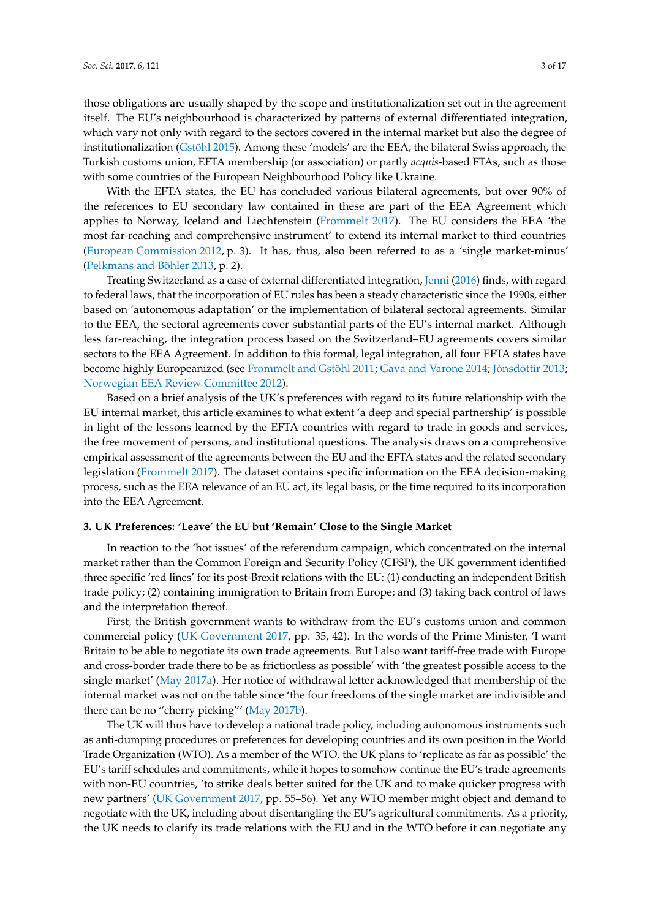those obligations are usually shaped by the scope and institutionalization set out in the agreement itself. The EU's neighbourhood is characterized by patterns of external differentiated integration, which vary not only with regard to the sectors covered in the internal market but also the degree of institutionalization (Gstöhl 2015). Among these 'models' are the EEA, the bilateral Swiss approach, the Turkish customs union, EFTA membership (or association) or partly *acquis*-based FTAs, such as those with some countries of the European Neighbourhood Policy like Ukraine.

With the EFTA states, the EU has concluded various bilateral agreements, but over 90% of the references to EU secondary law contained in these are part of the EEA Agreement which applies to Norway, Iceland and Liechtenstein (Frommelt 2017). The EU considers the EEA 'the most far-reaching and comprehensive instrument' to extend its internal market to third countries (European Commission 2012, p. 3). It has, thus, also been referred to as a 'single market-minus' (Pelkmans and Böhler 2013, p. 2).

Treating Switzerland as a case of external differentiated integration, Jenni (2016) finds, with regard to federal laws, that the incorporation of EU rules has been a steady characteristic since the 1990s, either based on 'autonomous adaptation' or the implementation of bilateral sectoral agreements. Similar to the EEA, the sectoral agreements cover substantial parts of the EU's internal market. Although less far-reaching, the integration process based on the Switzerland–EU agreements covers similar sectors to the EEA Agreement. In addition to this formal, legal integration, all four EFTA states have become highly Europeanized (see Frommelt and Gstöhl 2011; Gava and Varone 2014; Jónsdóttir 2013; Norwegian EEA Review Committee 2012).

Based on a brief analysis of the UK's preferences with regard to its future relationship with the EU internal market, this article examines to what extent 'a deep and special partnership' is possible in light of the lessons learned by the EFTA countries with regard to trade in goods and services, the free movement of persons, and institutional questions. The analysis draws on a comprehensive empirical assessment of the agreements between the EU and the EFTA states and the related secondary legislation (Frommelt 2017). The dataset contains specific information on the EEA decision-making process, such as the EEA relevance of an EU act, its legal basis, or the time required to its incorporation into the EEA Agreement.

## 3. UK Preferences: 'Leave' the EU but 'Remain' Close to the Single Market

In reaction to the 'hot issues' of the referendum campaign, which concentrated on the internal market rather than the Common Foreign and Security Policy (CFSP), the UK government identified three specific 'red lines' for its post-Brexit relations with the EU: (1) conducting an independent British trade policy; (2) containing immigration to Britain from Europe; and (3) taking back control of laws and the interpretation thereof.

First, the British government wants to withdraw from the EU's customs union and common commercial policy (UK Government 2017, pp. 35, 42). In the words of the Prime Minister, 'I want Britain to be able to negotiate its own trade agreements. But I also want tariff-free trade with Europe and cross-border trade there to be as frictionless as possible' with 'the greatest possible access to the single market' (May 2017a). Her notice of withdrawal letter acknowledged that membership of the internal market was not on the table since 'the four freedoms of the single market are indivisible and there can be no "cherry picking"' (May 2017b).

The UK will thus have to develop a national trade policy, including autonomous instruments such as anti-dumping procedures or preferences for developing countries and its own position in the World Trade Organization (WTO). As a member of the WTO, the UK plans to 'replicate as far as possible' the EU's tariff schedules and commitments, while it hopes to somehow continue the EU's trade agreements with non-EU countries, 'to strike deals better suited for the UK and to make quicker progress with new partners' (UK Government 2017, pp. 55–56). Yet any WTO member might object and demand to negotiate with the UK, including about disentangling the EU's agricultural commitments. As a priority, the UK needs to clarify its trade relations with the EU and in the WTO before it can negotiate any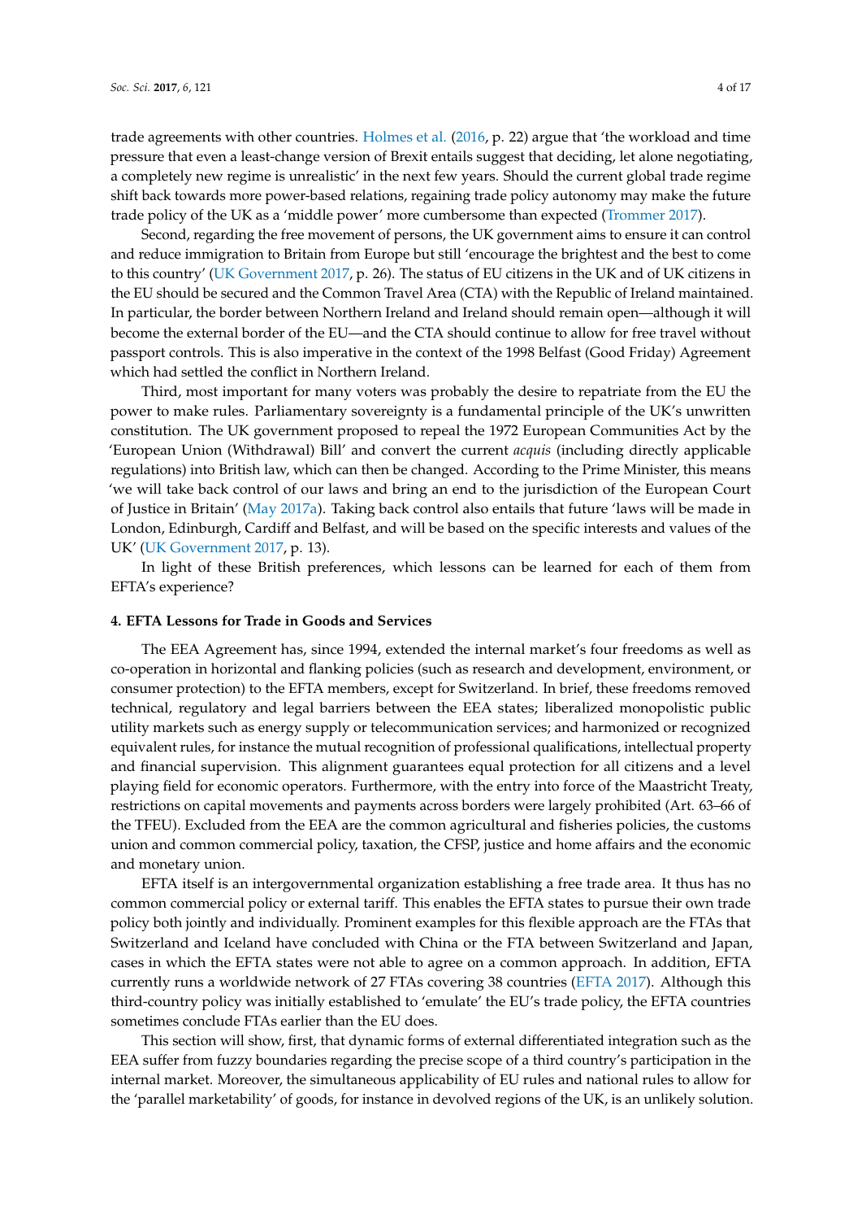trade agreements with other countries. Holmes et al. (2016, p. 22) argue that 'the workload and time pressure that even a least-change version of Brexit entails suggest that deciding, let alone negotiating, a completely new regime is unrealistic' in the next few years. Should the current global trade regime shift back towards more power-based relations, regaining trade policy autonomy may make the future trade policy of the UK as a 'middle power' more cumbersome than expected (Trommer 2017).

Second, regarding the free movement of persons, the UK government aims to ensure it can control and reduce immigration to Britain from Europe but still 'encourage the brightest and the best to come to this country' (UK Government 2017, p. 26). The status of EU citizens in the UK and of UK citizens in the EU should be secured and the Common Travel Area (CTA) with the Republic of Ireland maintained. In particular, the border between Northern Ireland and Ireland should remain open—although it will become the external border of the EU—and the CTA should continue to allow for free travel without passport controls. This is also imperative in the context of the 1998 Belfast (Good Friday) Agreement which had settled the conflict in Northern Ireland.

Third, most important for many voters was probably the desire to repatriate from the EU the power to make rules. Parliamentary sovereignty is a fundamental principle of the UK's unwritten constitution. The UK government proposed to repeal the 1972 European Communities Act by the 'European Union (Withdrawal) Bill' and convert the current *acquis* (including directly applicable regulations) into British law, which can then be changed. According to the Prime Minister, this means 'we will take back control of our laws and bring an end to the jurisdiction of the European Court of Justice in Britain' (May 2017a). Taking back control also entails that future 'laws will be made in London, Edinburgh, Cardiff and Belfast, and will be based on the specific interests and values of the UK' (UK Government 2017, p. 13).

In light of these British preferences, which lessons can be learned for each of them from EFTA's experience?

## 4. EFTA Lessons for Trade in Goods and Services

The EEA Agreement has, since 1994, extended the internal market's four freedoms as well as co-operation in horizontal and flanking policies (such as research and development, environment, or consumer protection) to the EFTA members, except for Switzerland. In brief, these freedoms removed technical, regulatory and legal barriers between the EEA states; liberalized monopolistic public utility markets such as energy supply or telecommunication services; and harmonized or recognized equivalent rules, for instance the mutual recognition of professional qualifications, intellectual property and financial supervision. This alignment guarantees equal protection for all citizens and a level playing field for economic operators. Furthermore, with the entry into force of the Maastricht Treaty, restrictions on capital movements and payments across borders were largely prohibited (Art. 63–66 of the TFEU). Excluded from the EEA are the common agricultural and fisheries policies, the customs union and common commercial policy, taxation, the CFSP, justice and home affairs and the economic and monetary union.

EFTA itself is an intergovernmental organization establishing a free trade area. It thus has no common commercial policy or external tariff. This enables the EFTA states to pursue their own trade policy both jointly and individually. Prominent examples for this flexible approach are the FTAs that Switzerland and Iceland have concluded with China or the FTA between Switzerland and Japan, cases in which the EFTA states were not able to agree on a common approach. In addition, EFTA currently runs a worldwide network of 27 FTAs covering 38 countries (EFTA 2017). Although this third-country policy was initially established to 'emulate' the EU's trade policy, the EFTA countries sometimes conclude FTAs earlier than the EU does.

This section will show, first, that dynamic forms of external differentiated integration such as the EEA suffer from fuzzy boundaries regarding the precise scope of a third country's participation in the internal market. Moreover, the simultaneous applicability of EU rules and national rules to allow for the 'parallel marketability' of goods, for instance in devolved regions of the UK, is an unlikely solution.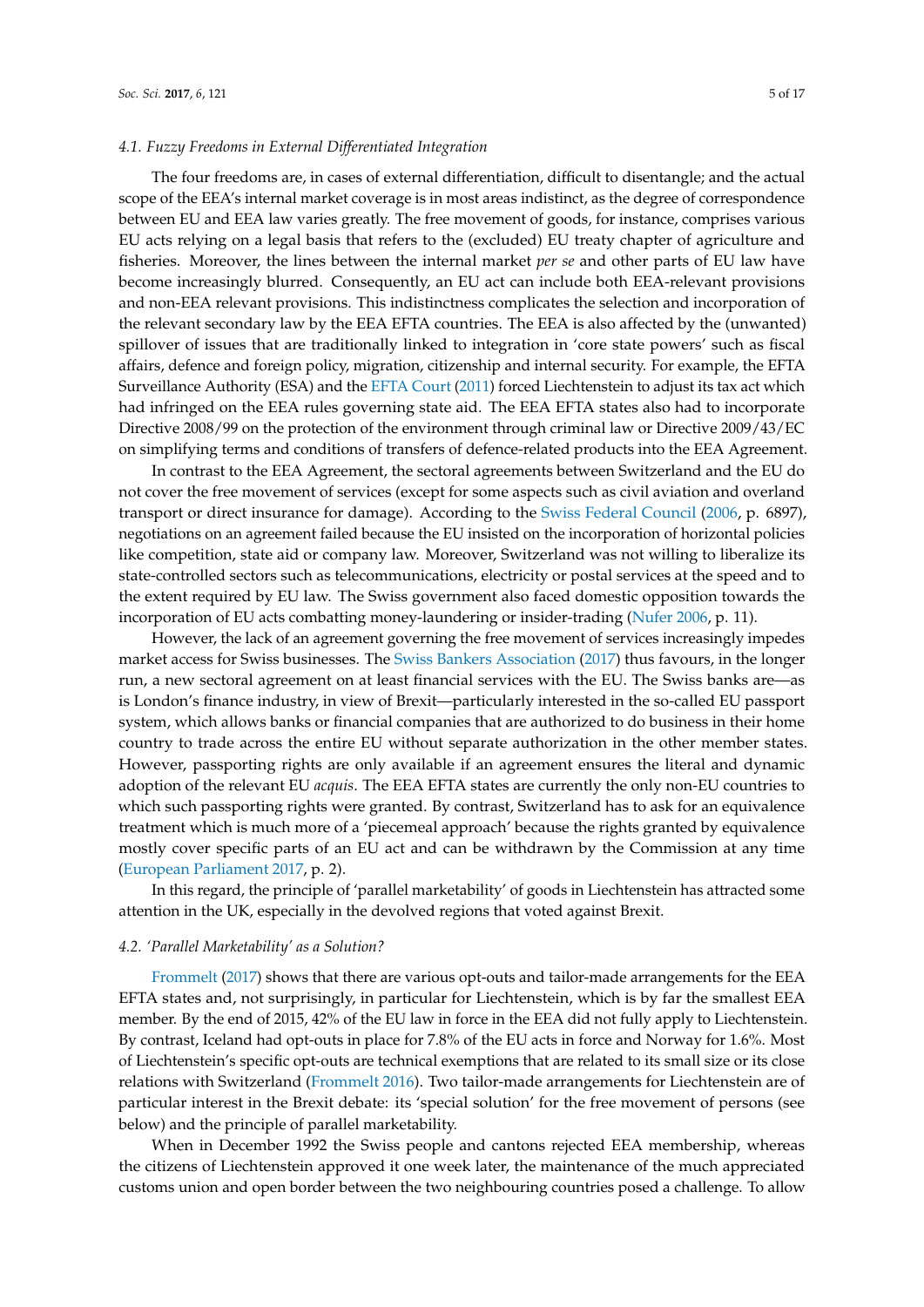### 4.1. Fuzzy Freedoms in External Differentiated Integration

The four freedoms are, in cases of external differentiation, difficult to disentangle; and the actual scope of the EEA's internal market coverage is in most areas indistinct, as the degree of correspondence between EU and EEA law varies greatly. The free movement of goods, for instance, comprises various EU acts relying on a legal basis that refers to the (excluded) EU treaty chapter of agriculture and fisheries. Moreover, the lines between the internal market *per se* and other parts of EU law have become increasingly blurred. Consequently, an EU act can include both EEA-relevant provisions and non-EEA relevant provisions. This indistinctness complicates the selection and incorporation of the relevant secondary law by the EEA EFTA countries. The EEA is also affected by the (unwanted) spillover of issues that are traditionally linked to integration in 'core state powers' such as fiscal affairs, defence and foreign policy, migration, citizenship and internal security. For example, the EFTA Surveillance Authority (ESA) and the EFTA Court (2011) forced Liechtenstein to adjust its tax act which had infringed on the EEA rules governing state aid. The EEA EFTA states also had to incorporate Directive 2008/99 on the protection of the environment through criminal law or Directive 2009/43/EC on simplifying terms and conditions of transfers of defence-related products into the EEA Agreement.

In contrast to the EEA Agreement, the sectoral agreements between Switzerland and the EU do not cover the free movement of services (except for some aspects such as civil aviation and overland transport or direct insurance for damage). According to the Swiss Federal Council (2006, p. 6897), negotiations on an agreement failed because the EU insisted on the incorporation of horizontal policies like competition, state aid or company law. Moreover, Switzerland was not willing to liberalize its state-controlled sectors such as telecommunications, electricity or postal services at the speed and to the extent required by EU law. The Swiss government also faced domestic opposition towards the incorporation of EU acts combatting money-laundering or insider-trading (Nufer 2006, p. 11).

However, the lack of an agreement governing the free movement of services increasingly impedes market access for Swiss businesses. The Swiss Bankers Association (2017) thus favours, in the longer run, a new sectoral agreement on at least financial services with the EU. The Swiss banks are—as is London's finance industry, in view of Brexit—particularly interested in the so-called EU passport system, which allows banks or financial companies that are authorized to do business in their home country to trade across the entire EU without separate authorization in the other member states. However, passporting rights are only available if an agreement ensures the literal and dynamic adoption of the relevant EU *acquis*. The EEA EFTA states are currently the only non-EU countries to which such passporting rights were granted. By contrast, Switzerland has to ask for an equivalence treatment which is much more of a 'piecemeal approach' because the rights granted by equivalence mostly cover specific parts of an EU act and can be withdrawn by the Commission at any time (European Parliament 2017, p. 2).

In this regard, the principle of 'parallel marketability' of goods in Liechtenstein has attracted some attention in the UK, especially in the devolved regions that voted against Brexit.

### 4.2. 'Parallel Marketability' as a Solution?

Frommelt (2017) shows that there are various opt-outs and tailor-made arrangements for the EEA EFTA states and, not surprisingly, in particular for Liechtenstein, which is by far the smallest EEA member. By the end of 2015, 42% of the EU law in force in the EEA did not fully apply to Liechtenstein. By contrast, Iceland had opt-outs in place for 7.8% of the EU acts in force and Norway for 1.6%. Most of Liechtenstein's specific opt-outs are technical exemptions that are related to its small size or its close relations with Switzerland (Frommelt 2016). Two tailor-made arrangements for Liechtenstein are of particular interest in the Brexit debate: its 'special solution' for the free movement of persons (see below) and the principle of parallel marketability.

When in December 1992 the Swiss people and cantons rejected EEA membership, whereas the citizens of Liechtenstein approved it one week later, the maintenance of the much appreciated customs union and open border between the two neighbouring countries posed a challenge. To allow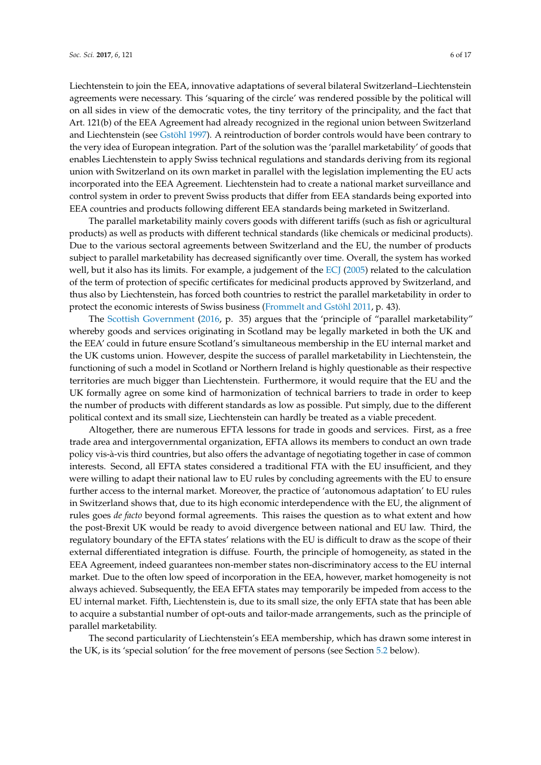Liechtenstein to join the EEA, innovative adaptations of several bilateral Switzerland–Liechtenstein agreements were necessary. This 'squaring of the circle' was rendered possible by the political will on all sides in view of the democratic votes, the tiny territory of the principality, and the fact that Art. 121(b) of the EEA Agreement had already recognized in the regional union between Switzerland and Liechtenstein (see Gstöhl 1997). A reintroduction of border controls would have been contrary to the very idea of European integration. Part of the solution was the 'parallel marketability' of goods that enables Liechtenstein to apply Swiss technical regulations and standards deriving from its regional union with Switzerland on its own market in parallel with the legislation implementing the EU acts incorporated into the EEA Agreement. Liechtenstein had to create a national market surveillance and control system in order to prevent Swiss products that differ from EEA standards being exported into EEA countries and products following different EEA standards being marketed in Switzerland.

The parallel marketability mainly covers goods with different tariffs (such as fish or agricultural products) as well as products with different technical standards (like chemicals or medicinal products). Due to the various sectoral agreements between Switzerland and the EU, the number of products subject to parallel marketability has decreased significantly over time. Overall, the system has worked well, but it also has its limits. For example, a judgement of the ECJ (2005) related to the calculation of the term of protection of specific certificates for medicinal products approved by Switzerland, and thus also by Liechtenstein, has forced both countries to restrict the parallel marketability in order to protect the economic interests of Swiss business (Frommelt and Gstöhl 2011, p. 43).

The Scottish Government (2016, p. 35) argues that the 'principle of "parallel marketability" whereby goods and services originating in Scotland may be legally marketed in both the UK and the EEA' could in future ensure Scotland's simultaneous membership in the EU internal market and the UK customs union. However, despite the success of parallel marketability in Liechtenstein, the functioning of such a model in Scotland or Northern Ireland is highly questionable as their respective territories are much bigger than Liechtenstein. Furthermore, it would require that the EU and the UK formally agree on some kind of harmonization of technical barriers to trade in order to keep the number of products with different standards as low as possible. Put simply, due to the different political context and its small size, Liechtenstein can hardly be treated as a viable precedent.

Altogether, there are numerous EFTA lessons for trade in goods and services. First, as a free trade area and intergovernmental organization, EFTA allows its members to conduct an own trade policy vis-à-vis third countries, but also offers the advantage of negotiating together in case of common interests. Second, all EFTA states considered a traditional FTA with the EU insufficient, and they were willing to adapt their national law to EU rules by concluding agreements with the EU to ensure further access to the internal market. Moreover, the practice of 'autonomous adaptation' to EU rules in Switzerland shows that, due to its high economic interdependence with the EU, the alignment of rules goes *de facto* beyond formal agreements. This raises the question as to what extent and how the post-Brexit UK would be ready to avoid divergence between national and EU law. Third, the regulatory boundary of the EFTA states' relations with the EU is difficult to draw as the scope of their external differentiated integration is diffuse. Fourth, the principle of homogeneity, as stated in the EEA Agreement, indeed guarantees non-member states non-discriminatory access to the EU internal market. Due to the often low speed of incorporation in the EEA, however, market homogeneity is not always achieved. Subsequently, the EEA EFTA states may temporarily be impeded from access to the EU internal market. Fifth, Liechtenstein is, due to its small size, the only EFTA state that has been able to acquire a substantial number of opt-outs and tailor-made arrangements, such as the principle of parallel marketability.

The second particularity of Liechtenstein's EEA membership, which has drawn some interest in the UK, is its 'special solution' for the free movement of persons (see Section 5.2 below).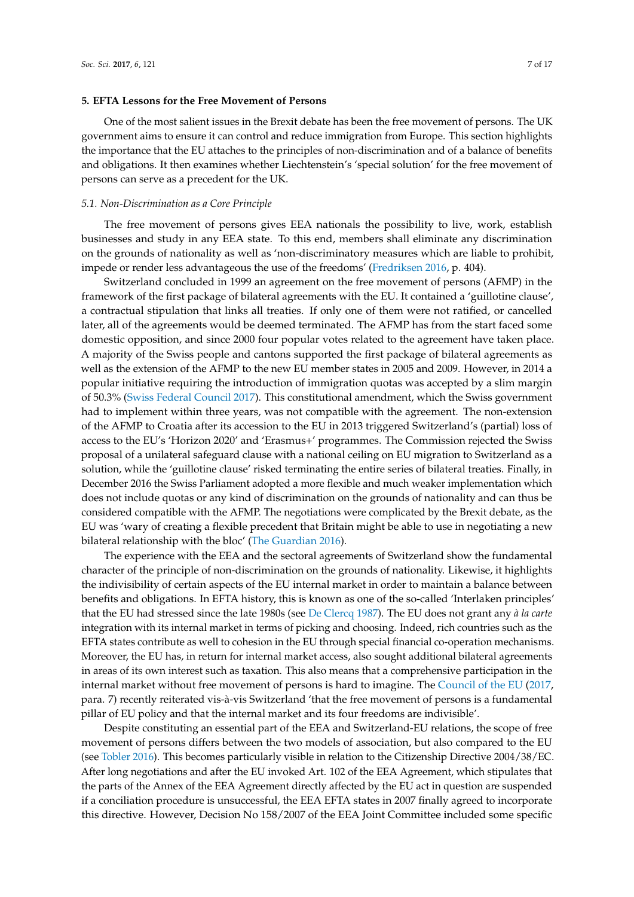## 5. EFTA Lessons for the Free Movement of Persons

One of the most salient issues in the Brexit debate has been the free movement of persons. The UK government aims to ensure it can control and reduce immigration from Europe. This section highlights the importance that the EU attaches to the principles of non-discrimination and of a balance of benefits and obligations. It then examines whether Liechtenstein's 'special solution' for the free movement of persons can serve as a precedent for the UK.

### *5.1. Non-Discrimination as a Core Principle*

The free movement of persons gives EEA nationals the possibility to live, work, establish businesses and study in any EEA state. To this end, members shall eliminate any discrimination on the grounds of nationality as well as 'non-discriminatory measures which are liable to prohibit, impede or render less advantageous the use of the freedoms' (Fredriksen 2016, p. 404).

Switzerland concluded in 1999 an agreement on the free movement of persons (AFMP) in the framework of the first package of bilateral agreements with the EU. It contained a 'guillotine clause', a contractual stipulation that links all treaties. If only one of them were not ratified, or cancelled later, all of the agreements would be deemed terminated. The AFMP has from the start faced some domestic opposition, and since 2000 four popular votes related to the agreement have taken place. A majority of the Swiss people and cantons supported the first package of bilateral agreements as well as the extension of the AFMP to the new EU member states in 2005 and 2009. However, in 2014 a popular initiative requiring the introduction of immigration quotas was accepted by a slim margin of 50.3% (Swiss Federal Council 2017). This constitutional amendment, which the Swiss government had to implement within three years, was not compatible with the agreement. The non-extension of the AFMP to Croatia after its accession to the EU in 2013 triggered Switzerland's (partial) loss of access to the EU's 'Horizon 2020' and 'Erasmus+' programmes. The Commission rejected the Swiss proposal of a unilateral safeguard clause with a national ceiling on EU migration to Switzerland as a solution, while the 'guillotine clause' risked terminating the entire series of bilateral treaties. Finally, in December 2016 the Swiss Parliament adopted a more flexible and much weaker implementation which does not include quotas or any kind of discrimination on the grounds of nationality and can thus be considered compatible with the AFMP. The negotiations were complicated by the Brexit debate, as the EU was 'wary of creating a flexible precedent that Britain might be able to use in negotiating a new bilateral relationship with the bloc' (The Guardian 2016).

The experience with the EEA and the sectoral agreements of Switzerland show the fundamental character of the principle of non-discrimination on the grounds of nationality. Likewise, it highlights the indivisibility of certain aspects of the EU internal market in order to maintain a balance between benefits and obligations. In EFTA history, this is known as one of the so-called 'Interlaken principles' that the EU had stressed since the late 1980s (see De Clercq 1987). The EU does not grant any *à la carte* integration with its internal market in terms of picking and choosing. Indeed, rich countries such as the EFTA states contribute as well to cohesion in the EU through special financial co-operation mechanisms. Moreover, the EU has, in return for internal market access, also sought additional bilateral agreements in areas of its own interest such as taxation. This also means that a comprehensive participation in the internal market without free movement of persons is hard to imagine. The Council of the EU (2017, para. 7) recently reiterated vis-à-vis Switzerland 'that the free movement of persons is a fundamental pillar of EU policy and that the internal market and its four freedoms are indivisible'.

Despite constituting an essential part of the EEA and Switzerland-EU relations, the scope of free movement of persons differs between the two models of association, but also compared to the EU (see Tobler 2016). This becomes particularly visible in relation to the Citizenship Directive 2004/38/EC. After long negotiations and after the EU invoked Art. 102 of the EEA Agreement, which stipulates that the parts of the Annex of the EEA Agreement directly affected by the EU act in question are suspended if a conciliation procedure is unsuccessful, the EEA EFTA states in 2007 finally agreed to incorporate this directive. However, Decision No 158/2007 of the EEA Joint Committee included some specific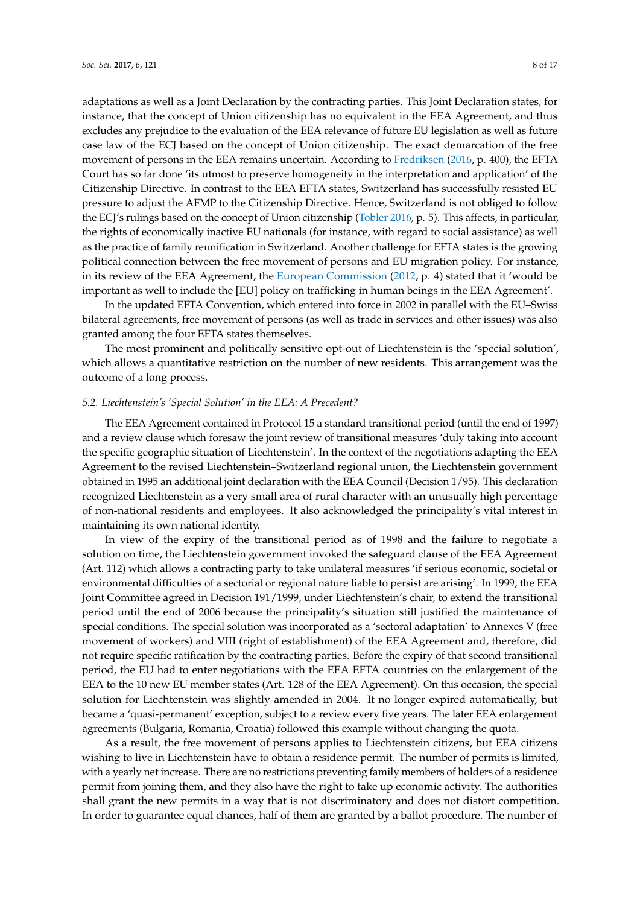adaptations as well as a Joint Declaration by the contracting parties. This Joint Declaration states, for instance, that the concept of Union citizenship has no equivalent in the EEA Agreement, and thus excludes any prejudice to the evaluation of the EEA relevance of future EU legislation as well as future case law of the ECJ based on the concept of Union citizenship. The exact demarcation of the free movement of persons in the EEA remains uncertain. According to Fredriksen (2016, p. 400), the EFTA Court has so far done 'its utmost to preserve homogeneity in the interpretation and application' of the Citizenship Directive. In contrast to the EEA EFTA states, Switzerland has successfully resisted EU pressure to adjust the AFMP to the Citizenship Directive. Hence, Switzerland is not obliged to follow the ECJ's rulings based on the concept of Union citizenship (Tobler 2016, p. 5). This affects, in particular, the rights of economically inactive EU nationals (for instance, with regard to social assistance) as well as the practice of family reunification in Switzerland. Another challenge for EFTA states is the growing political connection between the free movement of persons and EU migration policy. For instance, in its review of the EEA Agreement, the European Commission (2012, p. 4) stated that it 'would be important as well to include the [EU] policy on trafficking in human beings in the EEA Agreement'.

In the updated EFTA Convention, which entered into force in 2002 in parallel with the EU–Swiss bilateral agreements, free movement of persons (as well as trade in services and other issues) was also granted among the four EFTA states themselves.

The most prominent and politically sensitive opt-out of Liechtenstein is the 'special solution', which allows a quantitative restriction on the number of new residents. This arrangement was the outcome of a long process.

### *5.2. Liechtenstein's 'Special Solution' in the EEA: A Precedent?*

The EEA Agreement contained in Protocol 15 a standard transitional period (until the end of 1997) and a review clause which foresaw the joint review of transitional measures 'duly taking into account the specific geographic situation of Liechtenstein'. In the context of the negotiations adapting the EEA Agreement to the revised Liechtenstein–Switzerland regional union, the Liechtenstein government obtained in 1995 an additional joint declaration with the EEA Council (Decision 1/95). This declaration recognized Liechtenstein as a very small area of rural character with an unusually high percentage of non-national residents and employees. It also acknowledged the principality's vital interest in maintaining its own national identity.

In view of the expiry of the transitional period as of 1998 and the failure to negotiate a solution on time, the Liechtenstein government invoked the safeguard clause of the EEA Agreement (Art. 112) which allows a contracting party to take unilateral measures 'if serious economic, societal or environmental difficulties of a sectorial or regional nature liable to persist are arising'. In 1999, the EEA Joint Committee agreed in Decision 191/1999, under Liechtenstein's chair, to extend the transitional period until the end of 2006 because the principality's situation still justified the maintenance of special conditions. The special solution was incorporated as a 'sectoral adaptation' to Annexes V (free movement of workers) and VIII (right of establishment) of the EEA Agreement and, therefore, did not require specific ratification by the contracting parties. Before the expiry of that second transitional period, the EU had to enter negotiations with the EEA EFTA countries on the enlargement of the EEA to the 10 new EU member states (Art. 128 of the EEA Agreement). On this occasion, the special solution for Liechtenstein was slightly amended in 2004. It no longer expired automatically, but became a 'quasi-permanent' exception, subject to a review every five years. The later EEA enlargement agreements (Bulgaria, Romania, Croatia) followed this example without changing the quota.

As a result, the free movement of persons applies to Liechtenstein citizens, but EEA citizens wishing to live in Liechtenstein have to obtain a residence permit. The number of permits is limited, with a yearly net increase. There are no restrictions preventing family members of holders of a residence permit from joining them, and they also have the right to take up economic activity. The authorities shall grant the new permits in a way that is not discriminatory and does not distort competition. In order to guarantee equal chances, half of them are granted by a ballot procedure. The number of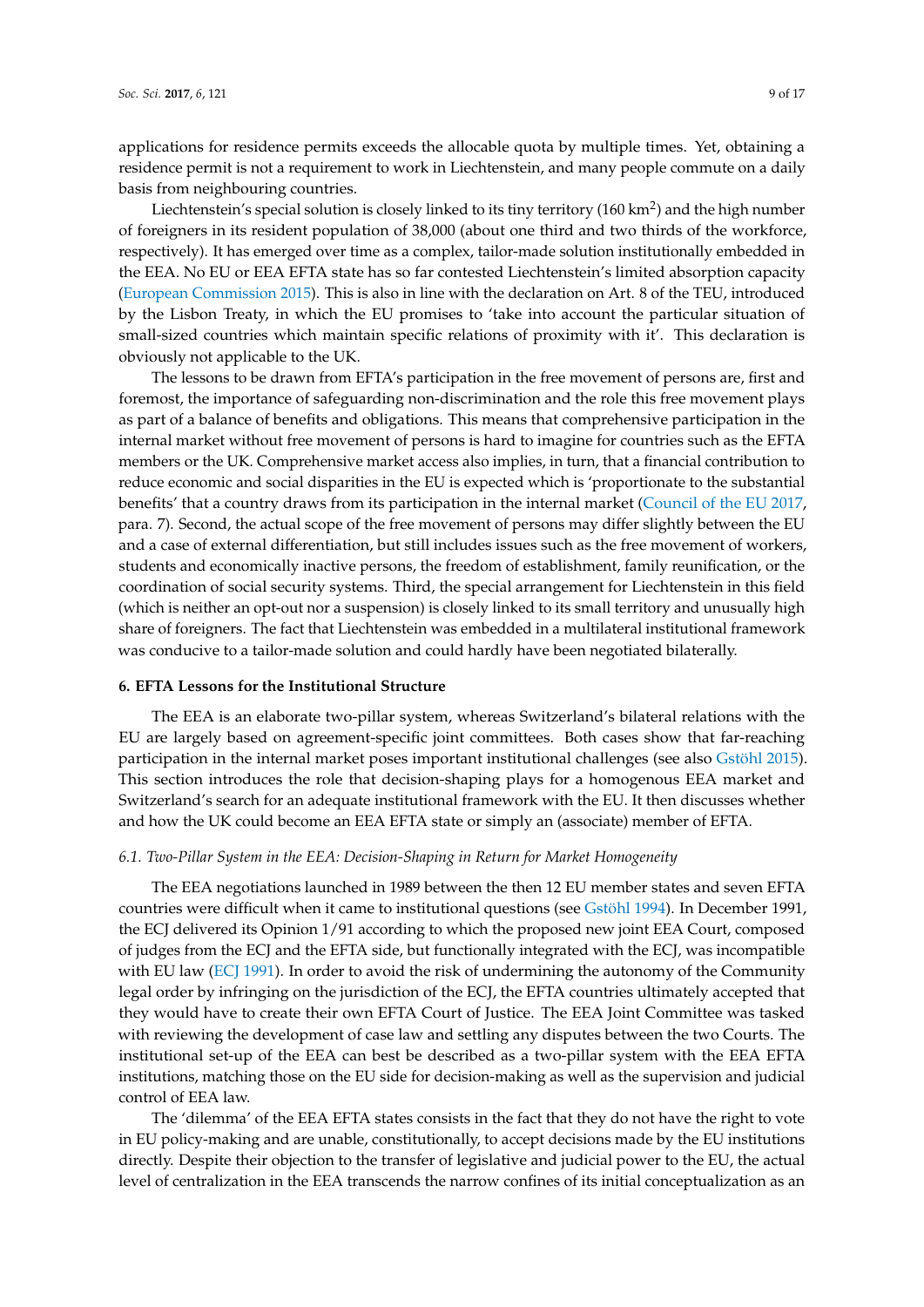applications for residence permits exceeds the allocable quota by multiple times. Yet, obtaining a residence permit is not a requirement to work in Liechtenstein, and many people commute on a daily basis from neighbouring countries.

Liechtenstein's special solution is closely linked to its tiny territory (160 km$^2$) and the high number of foreigners in its resident population of 38,000 (about one third and two thirds of the workforce, respectively). It has emerged over time as a complex, tailor-made solution institutionally embedded in the EEA. No EU or EEA EFTA state has so far contested Liechtenstein's limited absorption capacity (European Commission 2015). This is also in line with the declaration on Art. 8 of the TEU, introduced by the Lisbon Treaty, in which the EU promises to 'take into account the particular situation of small-sized countries which maintain specific relations of proximity with it'. This declaration is obviously not applicable to the UK.

The lessons to be drawn from EFTA's participation in the free movement of persons are, first and foremost, the importance of safeguarding non-discrimination and the role this free movement plays as part of a balance of benefits and obligations. This means that comprehensive participation in the internal market without free movement of persons is hard to imagine for countries such as the EFTA members or the UK. Comprehensive market access also implies, in turn, that a financial contribution to reduce economic and social disparities in the EU is expected which is 'proportionate to the substantial benefits' that a country draws from its participation in the internal market (Council of the EU 2017, para. 7). Second, the actual scope of the free movement of persons may differ slightly between the EU and a case of external differentiation, but still includes issues such as the free movement of workers, students and economically inactive persons, the freedom of establishment, family reunification, or the coordination of social security systems. Third, the special arrangement for Liechtenstein in this field (which is neither an opt-out nor a suspension) is closely linked to its small territory and unusually high share of foreigners. The fact that Liechtenstein was embedded in a multilateral institutional framework was conducive to a tailor-made solution and could hardly have been negotiated bilaterally.

## 6. EFTA Lessons for the Institutional Structure

The EEA is an elaborate two-pillar system, whereas Switzerland's bilateral relations with the EU are largely based on agreement-specific joint committees. Both cases show that far-reaching participation in the internal market poses important institutional challenges (see also Gstöhl 2015). This section introduces the role that decision-shaping plays for a homogenous EEA market and Switzerland's search for an adequate institutional framework with the EU. It then discusses whether and how the UK could become an EEA EFTA state or simply an (associate) member of EFTA.

### *6.1. Two-Pillar System in the EEA: Decision-Shaping in Return for Market Homogeneity*

The EEA negotiations launched in 1989 between the then 12 EU member states and seven EFTA countries were difficult when it came to institutional questions (see Gstöhl 1994). In December 1991, the ECJ delivered its Opinion 1/91 according to which the proposed new joint EEA Court, composed of judges from the ECJ and the EFTA side, but functionally integrated with the ECJ, was incompatible with EU law (ECJ 1991). In order to avoid the risk of undermining the autonomy of the Community legal order by infringing on the jurisdiction of the ECJ, the EFTA countries ultimately accepted that they would have to create their own EFTA Court of Justice. The EEA Joint Committee was tasked with reviewing the development of case law and settling any disputes between the two Courts. The institutional set-up of the EEA can best be described as a two-pillar system with the EEA EFTA institutions, matching those on the EU side for decision-making as well as the supervision and judicial control of EEA law.

The 'dilemma' of the EEA EFTA states consists in the fact that they do not have the right to vote in EU policy-making and are unable, constitutionally, to accept decisions made by the EU institutions directly. Despite their objection to the transfer of legislative and judicial power to the EU, the actual level of centralization in the EEA transcends the narrow confines of its initial conceptualization as an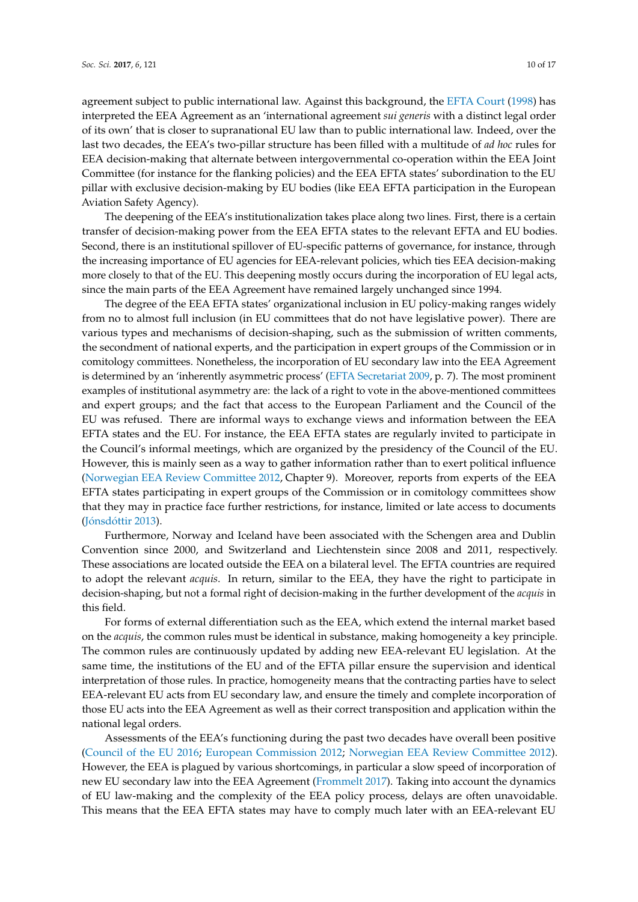agreement subject to public international law. Against this background, the EFTA Court (1998) has interpreted the EEA Agreement as an 'international agreement *sui generis* with a distinct legal order of its own' that is closer to supranational EU law than to public international law. Indeed, over the last two decades, the EEA's two-pillar structure has been filled with a multitude of *ad hoc* rules for EEA decision-making that alternate between intergovernmental co-operation within the EEA Joint Committee (for instance for the flanking policies) and the EEA EFTA states' subordination to the EU pillar with exclusive decision-making by EU bodies (like EEA EFTA participation in the European Aviation Safety Agency).

The deepening of the EEA's institutionalization takes place along two lines. First, there is a certain transfer of decision-making power from the EEA EFTA states to the relevant EFTA and EU bodies. Second, there is an institutional spillover of EU-specific patterns of governance, for instance, through the increasing importance of EU agencies for EEA-relevant policies, which ties EEA decision-making more closely to that of the EU. This deepening mostly occurs during the incorporation of EU legal acts, since the main parts of the EEA Agreement have remained largely unchanged since 1994.

The degree of the EEA EFTA states' organizational inclusion in EU policy-making ranges widely from no to almost full inclusion (in EU committees that do not have legislative power). There are various types and mechanisms of decision-shaping, such as the submission of written comments, the secondment of national experts, and the participation in expert groups of the Commission or in comitology committees. Nonetheless, the incorporation of EU secondary law into the EEA Agreement is determined by an 'inherently asymmetric process' (EFTA Secretariat 2009, p. 7). The most prominent examples of institutional asymmetry are: the lack of a right to vote in the above-mentioned committees and expert groups; and the fact that access to the European Parliament and the Council of the EU was refused. There are informal ways to exchange views and information between the EEA EFTA states and the EU. For instance, the EEA EFTA states are regularly invited to participate in the Council's informal meetings, which are organized by the presidency of the Council of the EU. However, this is mainly seen as a way to gather information rather than to exert political influence (Norwegian EEA Review Committee 2012, Chapter 9). Moreover, reports from experts of the EEA EFTA states participating in expert groups of the Commission or in comitology committees show that they may in practice face further restrictions, for instance, limited or late access to documents (Jónsdóttir 2013).

Furthermore, Norway and Iceland have been associated with the Schengen area and Dublin Convention since 2000, and Switzerland and Liechtenstein since 2008 and 2011, respectively. These associations are located outside the EEA on a bilateral level. The EFTA countries are required to adopt the relevant *acquis*. In return, similar to the EEA, they have the right to participate in decision-shaping, but not a formal right of decision-making in the further development of the *acquis* in this field.

For forms of external differentiation such as the EEA, which extend the internal market based on the *acquis*, the common rules must be identical in substance, making homogeneity a key principle. The common rules are continuously updated by adding new EEA-relevant EU legislation. At the same time, the institutions of the EU and of the EFTA pillar ensure the supervision and identical interpretation of those rules. In practice, homogeneity means that the contracting parties have to select EEA-relevant EU acts from EU secondary law, and ensure the timely and complete incorporation of those EU acts into the EEA Agreement as well as their correct transposition and application within the national legal orders.

Assessments of the EEA's functioning during the past two decades have overall been positive (Council of the EU 2016; European Commission 2012; Norwegian EEA Review Committee 2012). However, the EEA is plagued by various shortcomings, in particular a slow speed of incorporation of new EU secondary law into the EEA Agreement (Frommelt 2017). Taking into account the dynamics of EU law-making and the complexity of the EEA policy process, delays are often unavoidable. This means that the EEA EFTA states may have to comply much later with an EEA-relevant EU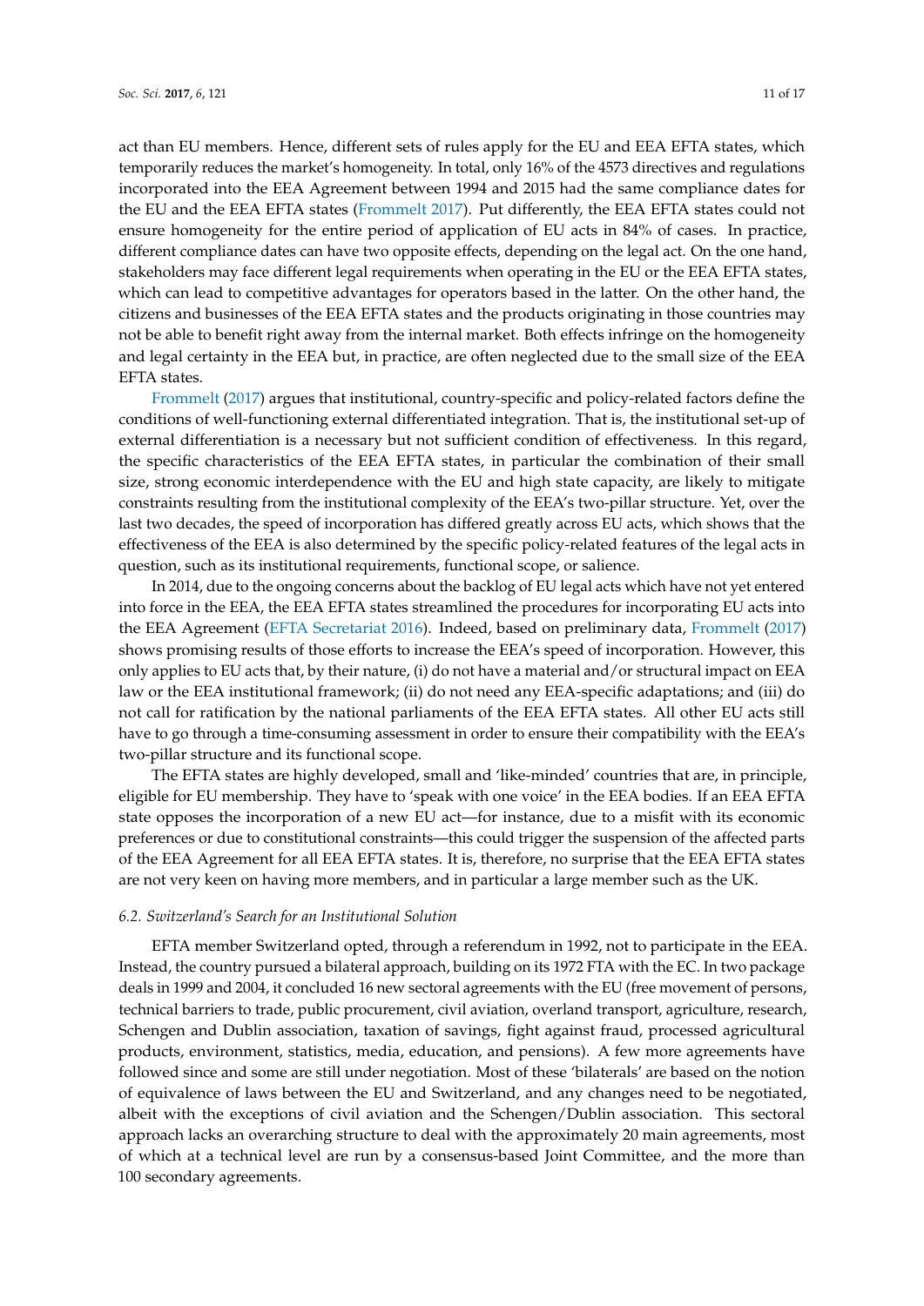act than EU members. Hence, different sets of rules apply for the EU and EEA EFTA states, which temporarily reduces the market's homogeneity. In total, only 16% of the 4573 directives and regulations incorporated into the EEA Agreement between 1994 and 2015 had the same compliance dates for the EU and the EEA EFTA states (Frommelt 2017). Put differently, the EEA EFTA states could not ensure homogeneity for the entire period of application of EU acts in 84% of cases. In practice, different compliance dates can have two opposite effects, depending on the legal act. On the one hand, stakeholders may face different legal requirements when operating in the EU or the EEA EFTA states, which can lead to competitive advantages for operators based in the latter. On the other hand, the citizens and businesses of the EEA EFTA states and the products originating in those countries may not be able to benefit right away from the internal market. Both effects infringe on the homogeneity and legal certainty in the EEA but, in practice, are often neglected due to the small size of the EEA EFTA states.

Frommelt (2017) argues that institutional, country-specific and policy-related factors define the conditions of well-functioning external differentiated integration. That is, the institutional set-up of external differentiation is a necessary but not sufficient condition of effectiveness. In this regard, the specific characteristics of the EEA EFTA states, in particular the combination of their small size, strong economic interdependence with the EU and high state capacity, are likely to mitigate constraints resulting from the institutional complexity of the EEA's two-pillar structure. Yet, over the last two decades, the speed of incorporation has differed greatly across EU acts, which shows that the effectiveness of the EEA is also determined by the specific policy-related features of the legal acts in question, such as its institutional requirements, functional scope, or salience.

In 2014, due to the ongoing concerns about the backlog of EU legal acts which have not yet entered into force in the EEA, the EEA EFTA states streamlined the procedures for incorporating EU acts into the EEA Agreement (EFTA Secretariat 2016). Indeed, based on preliminary data, Frommelt (2017) shows promising results of those efforts to increase the EEA's speed of incorporation. However, this only applies to EU acts that, by their nature, (i) do not have a material and/or structural impact on EEA law or the EEA institutional framework; (ii) do not need any EEA-specific adaptations; and (iii) do not call for ratification by the national parliaments of the EEA EFTA states. All other EU acts still have to go through a time-consuming assessment in order to ensure their compatibility with the EEA's two-pillar structure and its functional scope.

The EFTA states are highly developed, small and 'like-minded' countries that are, in principle, eligible for EU membership. They have to 'speak with one voice' in the EEA bodies. If an EEA EFTA state opposes the incorporation of a new EU act—for instance, due to a misfit with its economic preferences or due to constitutional constraints—this could trigger the suspension of the affected parts of the EEA Agreement for all EEA EFTA states. It is, therefore, no surprise that the EEA EFTA states are not very keen on having more members, and in particular a large member such as the UK.

### *6.2. Switzerland's Search for an Institutional Solution*

EFTA member Switzerland opted, through a referendum in 1992, not to participate in the EEA. Instead, the country pursued a bilateral approach, building on its 1972 FTA with the EC. In two package deals in 1999 and 2004, it concluded 16 new sectoral agreements with the EU (free movement of persons, technical barriers to trade, public procurement, civil aviation, overland transport, agriculture, research, Schengen and Dublin association, taxation of savings, fight against fraud, processed agricultural products, environment, statistics, media, education, and pensions). A few more agreements have followed since and some are still under negotiation. Most of these 'bilaterals' are based on the notion of equivalence of laws between the EU and Switzerland, and any changes need to be negotiated, albeit with the exceptions of civil aviation and the Schengen/Dublin association. This sectoral approach lacks an overarching structure to deal with the approximately 20 main agreements, most of which at a technical level are run by a consensus-based Joint Committee, and the more than 100 secondary agreements.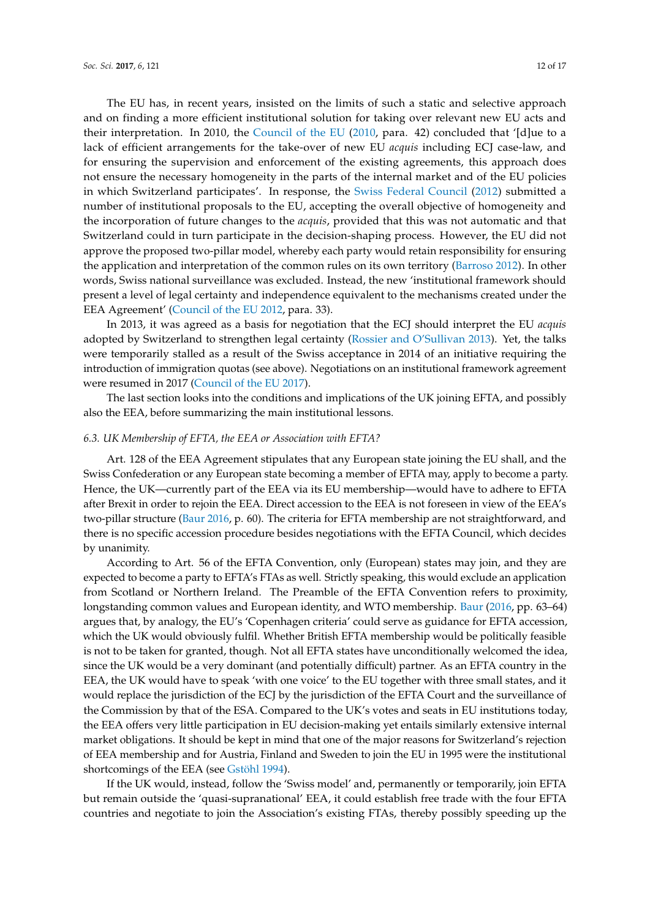The EU has, in recent years, insisted on the limits of such a static and selective approach and on finding a more efficient institutional solution for taking over relevant new EU acts and their interpretation. In 2010, the Council of the EU (2010, para. 42) concluded that '[d]ue to a lack of efficient arrangements for the take-over of new EU *acquis* including ECJ case-law, and for ensuring the supervision and enforcement of the existing agreements, this approach does not ensure the necessary homogeneity in the parts of the internal market and of the EU policies in which Switzerland participates'. In response, the Swiss Federal Council (2012) submitted a number of institutional proposals to the EU, accepting the overall objective of homogeneity and the incorporation of future changes to the *acquis*, provided that this was not automatic and that Switzerland could in turn participate in the decision-shaping process. However, the EU did not approve the proposed two-pillar model, whereby each party would retain responsibility for ensuring the application and interpretation of the common rules on its own territory (Barroso 2012). In other words, Swiss national surveillance was excluded. Instead, the new 'institutional framework should present a level of legal certainty and independence equivalent to the mechanisms created under the EEA Agreement' (Council of the EU 2012, para. 33).

In 2013, it was agreed as a basis for negotiation that the ECJ should interpret the EU *acquis* adopted by Switzerland to strengthen legal certainty (Rossier and O'Sullivan 2013). Yet, the talks were temporarily stalled as a result of the Swiss acceptance in 2014 of an initiative requiring the introduction of immigration quotas (see above). Negotiations on an institutional framework agreement were resumed in 2017 (Council of the EU 2017).

The last section looks into the conditions and implications of the UK joining EFTA, and possibly also the EEA, before summarizing the main institutional lessons.

### *6.3. UK Membership of EFTA, the EEA or Association with EFTA?*

Art. 128 of the EEA Agreement stipulates that any European state joining the EU shall, and the Swiss Confederation or any European state becoming a member of EFTA may, apply to become a party. Hence, the UK—currently part of the EEA via its EU membership—would have to adhere to EFTA after Brexit in order to rejoin the EEA. Direct accession to the EEA is not foreseen in view of the EEA's two-pillar structure (Baur 2016, p. 60). The criteria for EFTA membership are not straightforward, and there is no specific accession procedure besides negotiations with the EFTA Council, which decides by unanimity.

According to Art. 56 of the EFTA Convention, only (European) states may join, and they are expected to become a party to EFTA's FTAs as well. Strictly speaking, this would exclude an application from Scotland or Northern Ireland. The Preamble of the EFTA Convention refers to proximity, longstanding common values and European identity, and WTO membership. Baur (2016, pp. 63–64) argues that, by analogy, the EU's 'Copenhagen criteria' could serve as guidance for EFTA accession, which the UK would obviously fulfil. Whether British EFTA membership would be politically feasible is not to be taken for granted, though. Not all EFTA states have unconditionally welcomed the idea, since the UK would be a very dominant (and potentially difficult) partner. As an EFTA country in the EEA, the UK would have to speak 'with one voice' to the EU together with three small states, and it would replace the jurisdiction of the ECJ by the jurisdiction of the EFTA Court and the surveillance of the Commission by that of the ESA. Compared to the UK's votes and seats in EU institutions today, the EEA offers very little participation in EU decision-making yet entails similarly extensive internal market obligations. It should be kept in mind that one of the major reasons for Switzerland's rejection of EEA membership and for Austria, Finland and Sweden to join the EU in 1995 were the institutional shortcomings of the EEA (see Gstöhl 1994).

If the UK would, instead, follow the 'Swiss model' and, permanently or temporarily, join EFTA but remain outside the 'quasi-supranational' EEA, it could establish free trade with the four EFTA countries and negotiate to join the Association's existing FTAs, thereby possibly speeding up the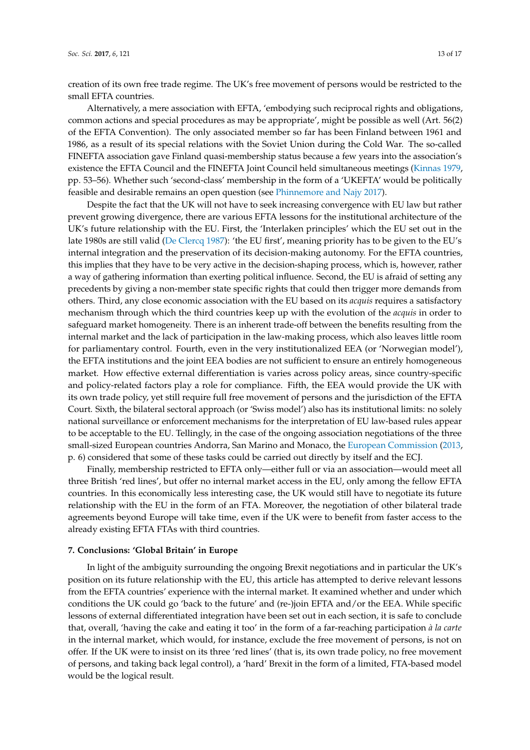creation of its own free trade regime. The UK's free movement of persons would be restricted to the small EFTA countries.

Alternatively, a mere association with EFTA, 'embodying such reciprocal rights and obligations, common actions and special procedures as may be appropriate', might be possible as well (Art. 56(2) of the EFTA Convention). The only associated member so far has been Finland between 1961 and 1986, as a result of its special relations with the Soviet Union during the Cold War. The so-called FINEFTA association gave Finland quasi-membership status because a few years into the association's existence the EFTA Council and the FINEFTA Joint Council held simultaneous meetings (Kinnas 1979, pp. 53–56). Whether such 'second-class' membership in the form of a 'UKEFTA' would be politically feasible and desirable remains an open question (see Phinnemore and Najy 2017).

Despite the fact that the UK will not have to seek increasing convergence with EU law but rather prevent growing divergence, there are various EFTA lessons for the institutional architecture of the UK's future relationship with the EU. First, the 'Interlaken principles' which the EU set out in the late 1980s are still valid (De Clercq 1987): 'the EU first', meaning priority has to be given to the EU's internal integration and the preservation of its decision-making autonomy. For the EFTA countries, this implies that they have to be very active in the decision-shaping process, which is, however, rather a way of gathering information than exerting political influence. Second, the EU is afraid of setting any precedents by giving a non-member state specific rights that could then trigger more demands from others. Third, any close economic association with the EU based on its *acquis* requires a satisfactory mechanism through which the third countries keep up with the evolution of the *acquis* in order to safeguard market homogeneity. There is an inherent trade-off between the benefits resulting from the internal market and the lack of participation in the law-making process, which also leaves little room for parliamentary control. Fourth, even in the very institutionalized EEA (or 'Norwegian model'), the EFTA institutions and the joint EEA bodies are not sufficient to ensure an entirely homogeneous market. How effective external differentiation is varies across policy areas, since country-specific and policy-related factors play a role for compliance. Fifth, the EEA would provide the UK with its own trade policy, yet still require full free movement of persons and the jurisdiction of the EFTA Court. Sixth, the bilateral sectoral approach (or 'Swiss model') also has its institutional limits: no solely national surveillance or enforcement mechanisms for the interpretation of EU law-based rules appear to be acceptable to the EU. Tellingly, in the case of the ongoing association negotiations of the three small-sized European countries Andorra, San Marino and Monaco, the European Commission (2013, p. 6) considered that some of these tasks could be carried out directly by itself and the ECJ.

Finally, membership restricted to EFTA only—either full or via an association—would meet all three British 'red lines', but offer no internal market access in the EU, only among the fellow EFTA countries. In this economically less interesting case, the UK would still have to negotiate its future relationship with the EU in the form of an FTA. Moreover, the negotiation of other bilateral trade agreements beyond Europe will take time, even if the UK were to benefit from faster access to the already existing EFTA FTAs with third countries.

## 7. Conclusions: 'Global Britain' in Europe

In light of the ambiguity surrounding the ongoing Brexit negotiations and in particular the UK's position on its future relationship with the EU, this article has attempted to derive relevant lessons from the EFTA countries' experience with the internal market. It examined whether and under which conditions the UK could go 'back to the future' and (re-)join EFTA and/or the EEA. While specific lessons of external differentiated integration have been set out in each section, it is safe to conclude that, overall, 'having the cake and eating it too' in the form of a far-reaching participation *à la carte* in the internal market, which would, for instance, exclude the free movement of persons, is not on offer. If the UK were to insist on its three 'red lines' (that is, its own trade policy, no free movement of persons, and taking back legal control), a 'hard' Brexit in the form of a limited, FTA-based model would be the logical result.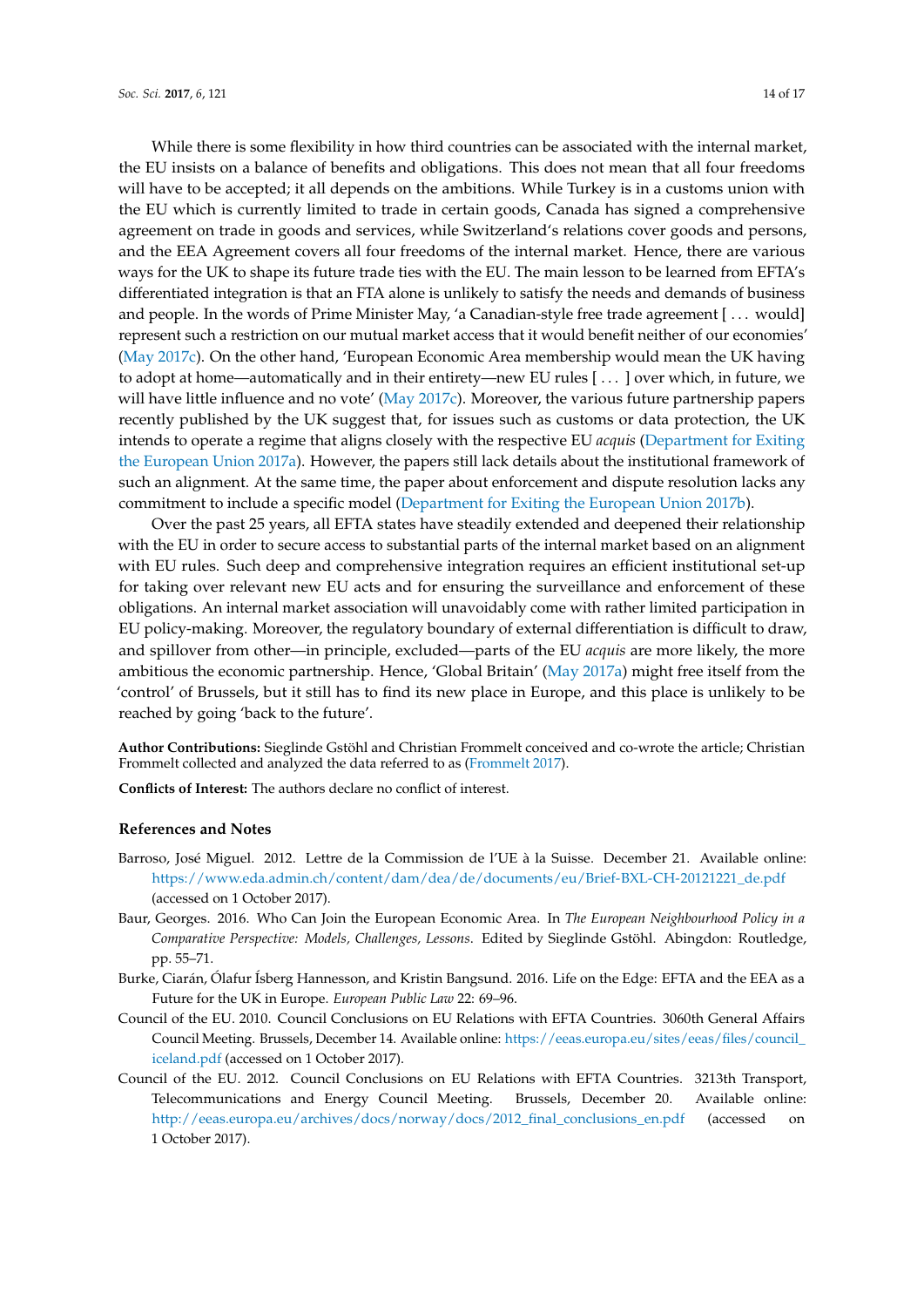While there is some flexibility in how third countries can be associated with the internal market, the EU insists on a balance of benefits and obligations. This does not mean that all four freedoms will have to be accepted; it all depends on the ambitions. While Turkey is in a customs union with the EU which is currently limited to trade in certain goods, Canada has signed a comprehensive agreement on trade in goods and services, while Switzerland's relations cover goods and persons, and the EEA Agreement covers all four freedoms of the internal market. Hence, there are various ways for the UK to shape its future trade ties with the EU. The main lesson to be learned from EFTA's differentiated integration is that an FTA alone is unlikely to satisfy the needs and demands of business and people. In the words of Prime Minister May, 'a Canadian-style free trade agreement [ ... would] represent such a restriction on our mutual market access that it would benefit neither of our economies' (May 2017c). On the other hand, 'European Economic Area membership would mean the UK having to adopt at home—automatically and in their entirety—new EU rules [ ... ] over which, in future, we will have little influence and no vote' (May 2017c). Moreover, the various future partnership papers recently published by the UK suggest that, for issues such as customs or data protection, the UK intends to operate a regime that aligns closely with the respective EU *acquis* (Department for Exiting the European Union 2017a). However, the papers still lack details about the institutional framework of such an alignment. At the same time, the paper about enforcement and dispute resolution lacks any commitment to include a specific model (Department for Exiting the European Union 2017b).

Over the past 25 years, all EFTA states have steadily extended and deepened their relationship with the EU in order to secure access to substantial parts of the internal market based on an alignment with EU rules. Such deep and comprehensive integration requires an efficient institutional set-up for taking over relevant new EU acts and for ensuring the surveillance and enforcement of these obligations. An internal market association will unavoidably come with rather limited participation in EU policy-making. Moreover, the regulatory boundary of external differentiation is difficult to draw, and spillover from other—in principle, excluded—parts of the EU *acquis* are more likely, the more ambitious the economic partnership. Hence, 'Global Britain' (May 2017a) might free itself from the 'control' of Brussels, but it still has to find its new place in Europe, and this place is unlikely to be reached by going 'back to the future'.

**Author Contributions:** Sieglinde Gstöhl and Christian Frommelt conceived and co-wrote the article; Christian Frommelt collected and analyzed the data referred to as (Frommelt 2017).

**Conflicts of Interest:** The authors declare no conflict of interest.

### References and Notes

Barroso, José Miguel. 2012. Lettre de la Commission de l'UE à la Suisse. December 21. Available online: https://www.eda.admin.ch/content/dam/dea/de/documents/eu/Brief-BXL-CH-20121221_de.pdf (accessed on 1 October 2017).

Baur, Georges. 2016. Who Can Join the European Economic Area. In *The European Neighbourhood Policy in a Comparative Perspective: Models, Challenges, Lessons*. Edited by Sieglinde Gstöhl. Abingdon: Routledge, pp. 55–71.

Burke, Ciarán, Ólafur Ísberg Hannesson, and Kristin Bangsund. 2016. Life on the Edge: EFTA and the EEA as a Future for the UK in Europe. *European Public Law* 22: 69–96.

Council of the EU. 2010. Council Conclusions on EU Relations with EFTA Countries. 3060th General Affairs Council Meeting. Brussels, December 14. Available online: https://eeas.europa.eu/sites/eeas/files/council_iceland.pdf (accessed on 1 October 2017).

Council of the EU. 2012. Council Conclusions on EU Relations with EFTA Countries. 3213th Transport, Telecommunications and Energy Council Meeting. Brussels, December 20. Available online: http://eeas.europa.eu/archives/docs/norway/docs/2012_final_conclusions_en.pdf (accessed on 1 October 2017).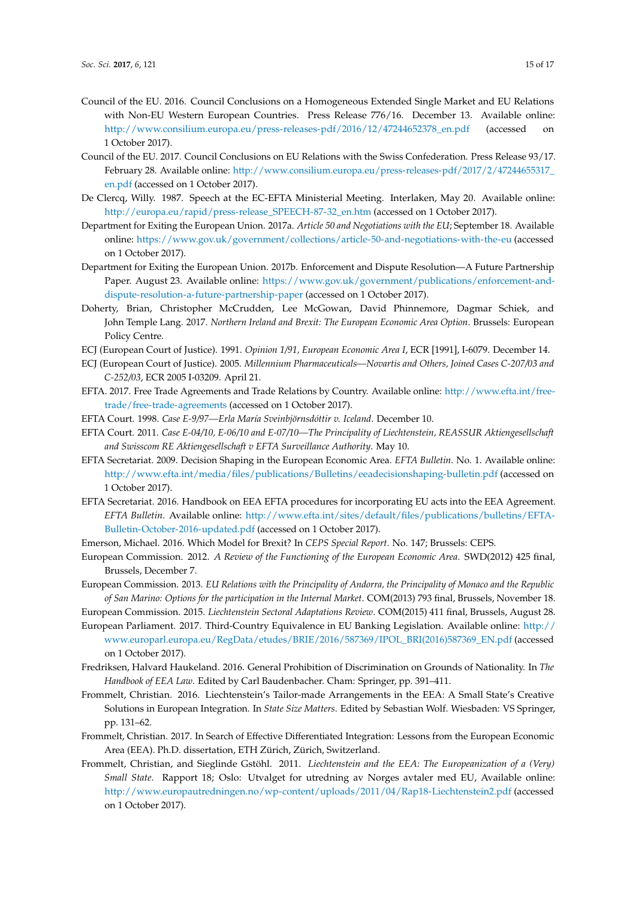Council of the EU. 2016. Council Conclusions on a Homogeneous Extended Single Market and EU Relations with Non-EU Western European Countries. Press Release 776/16. December 13. Available online: http://www.consilium.europa.eu/press-releases-pdf/2016/12/47244652378_en.pdf (accessed on 1 October 2017).

Council of the EU. 2017. Council Conclusions on EU Relations with the Swiss Confederation. Press Release 93/17. February 28. Available online: http://www.consilium.europa.eu/press-releases-pdf/2017/2/47244655317_en.pdf (accessed on 1 October 2017).

De Clercq, Willy. 1987. Speech at the EC-EFTA Ministerial Meeting. Interlaken, May 20. Available online: http://europa.eu/rapid/press-release_SPEECH-87-32_en.htm (accessed on 1 October 2017).

Department for Exiting the European Union. 2017a. *Article 50 and Negotiations with the EU*; September 18. Available online: https://www.gov.uk/government/collections/article-50-and-negotiations-with-the-eu (accessed on 1 October 2017).

Department for Exiting the European Union. 2017b. Enforcement and Dispute Resolution—A Future Partnership Paper. August 23. Available online: https://www.gov.uk/government/publications/enforcement-and-dispute-resolution-a-future-partnership-paper (accessed on 1 October 2017).

Doherty, Brian, Christopher McCrudden, Lee McGowan, David Phinnemore, Dagmar Schiek, and John Temple Lang. 2017. *Northern Ireland and Brexit: The European Economic Area Option*. Brussels: European Policy Centre.

ECJ (European Court of Justice). 1991. *Opinion 1/91, European Economic Area I*, ECR [1991], I-6079. December 14.

ECJ (European Court of Justice). 2005. *Millennium Pharmaceuticals—Novartis and Others, Joined Cases C-207/03 and C-252/03*, ECR 2005 I-03209. April 21.

EFTA. 2017. Free Trade Agreements and Trade Relations by Country. Available online: http://www.efta.int/free-trade/free-trade-agreements (accessed on 1 October 2017).

EFTA Court. 1998. *Case E-9/97—Erla María Sveinbjörnsdóttir v. Iceland*. December 10.

EFTA Court. 2011. *Case E-04/10, E-06/10 and E-07/10—The Principality of Liechtenstein, REASSUR Aktiengesellschaft and Swisscom RE Aktiengesellschaft v EFTA Surveillance Authority*. May 10.

EFTA Secretariat. 2009. Decision Shaping in the European Economic Area. *EFTA Bulletin*. No. 1. Available online: http://www.efta.int/media/files/publications/Bulletins/eeadecisionshaping-bulletin.pdf (accessed on 1 October 2017).

EFTA Secretariat. 2016. Handbook on EEA EFTA procedures for incorporating EU acts into the EEA Agreement. *EFTA Bulletin*. Available online: http://www.efta.int/sites/default/files/publications/bulletins/EFTA-Bulletin-October-2016-updated.pdf (accessed on 1 October 2017).

Emerson, Michael. 2016. Which Model for Brexit? In *CEPS Special Report*. No. 147; Brussels: CEPS.

European Commission. 2012. *A Review of the Functioning of the European Economic Area*. SWD(2012) 425 final, Brussels, December 7.

European Commission. 2013. *EU Relations with the Principality of Andorra, the Principality of Monaco and the Republic of San Marino: Options for the participation in the Internal Market*. COM(2013) 793 final, Brussels, November 18.

European Commission. 2015. *Liechtenstein Sectoral Adaptations Review*. COM(2015) 411 final, Brussels, August 28.

European Parliament. 2017. Third-Country Equivalence in EU Banking Legislation. Available online: http://www.europarl.europa.eu/RegData/etudes/BRIE/2016/587369/IPOL_BRI(2016)587369_EN.pdf (accessed on 1 October 2017).

Fredriksen, Halvard Haukeland. 2016. General Prohibition of Discrimination on Grounds of Nationality. In *The Handbook of EEA Law*. Edited by Carl Baudenbacher. Cham: Springer, pp. 391–411.

Frommelt, Christian. 2016. Liechtenstein's Tailor-made Arrangements in the EEA: A Small State's Creative Solutions in European Integration. In *State Size Matters*. Edited by Sebastian Wolf. Wiesbaden: VS Springer, pp. 131–62.

Frommelt, Christian. 2017. In Search of Effective Differentiated Integration: Lessons from the European Economic Area (EEA). Ph.D. dissertation, ETH Zürich, Zürich, Switzerland.

Frommelt, Christian, and Sieglinde Gstöhl. 2011. *Liechtenstein and the EEA: The Europeanization of a (Very) Small State*. Rapport 18; Oslo: Utvalget for utredning av Norges avtaler med EU, Available online: http://www.europautredningen.no/wp-content/uploads/2011/04/Rap18-Liechtenstein2.pdf (accessed on 1 October 2017).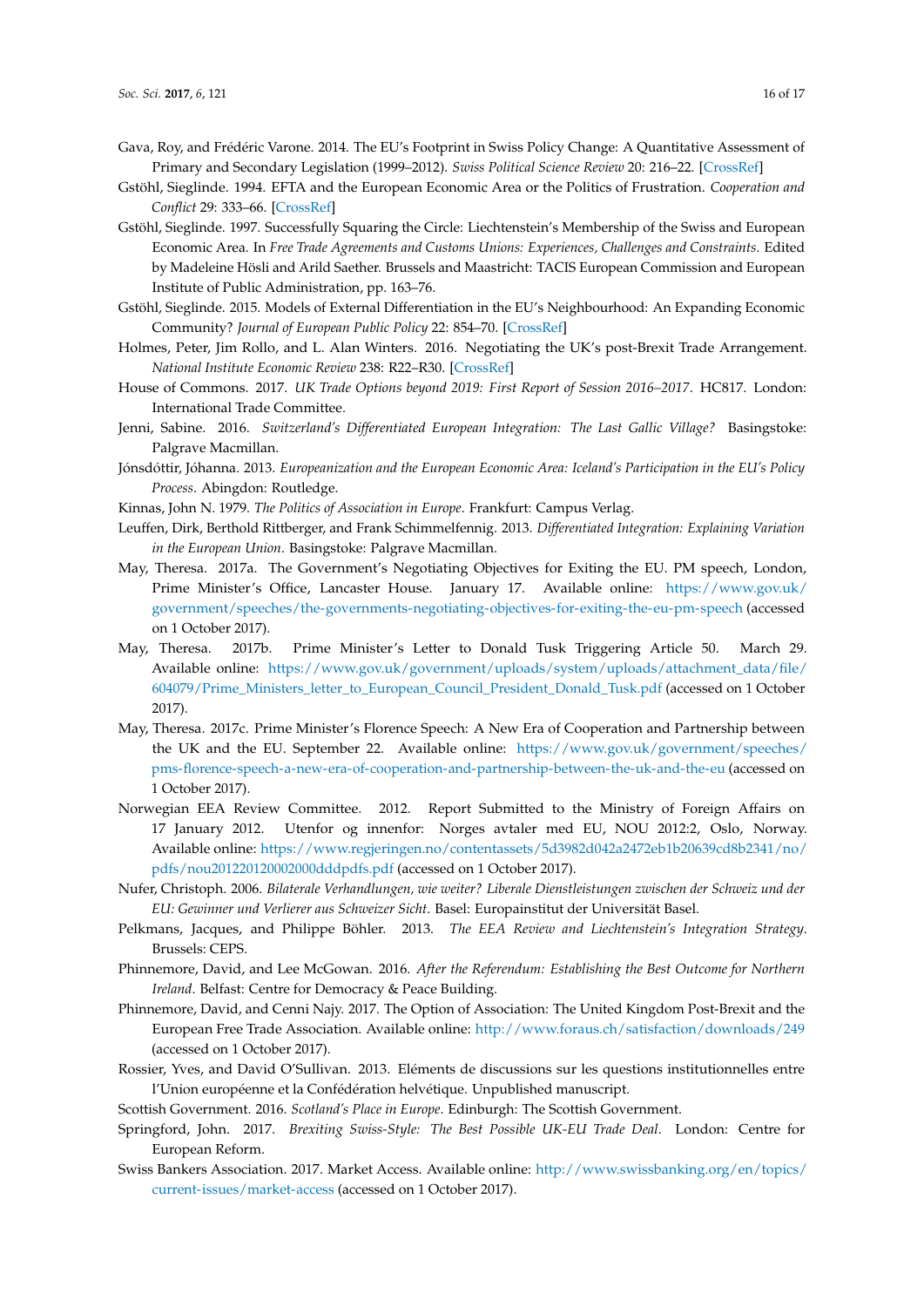Gava, Roy, and Frédéric Varone. 2014. The EU's Footprint in Swiss Policy Change: A Quantitative Assessment of Primary and Secondary Legislation (1999–2012). *Swiss Political Science Review* 20: 216–22. [CrossRef]

Gstöhl, Sieglinde. 1994. EFTA and the European Economic Area or the Politics of Frustration. *Cooperation and Conflict* 29: 333–66. [CrossRef]

Gstöhl, Sieglinde. 1997. Successfully Squaring the Circle: Liechtenstein's Membership of the Swiss and European Economic Area. In *Free Trade Agreements and Customs Unions: Experiences, Challenges and Constraints*. Edited by Madeleine Hösli and Arild Saether. Brussels and Maastricht: TACIS European Commission and European Institute of Public Administration, pp. 163–76.

Gstöhl, Sieglinde. 2015. Models of External Differentiation in the EU's Neighbourhood: An Expanding Economic Community? *Journal of European Public Policy* 22: 854–70. [CrossRef]

Holmes, Peter, Jim Rollo, and L. Alan Winters. 2016. Negotiating the UK's post-Brexit Trade Arrangement. *National Institute Economic Review* 238: R22–R30. [CrossRef]

House of Commons. 2017. *UK Trade Options beyond 2019: First Report of Session 2016–2017*. HC817. London: International Trade Committee.

Jenni, Sabine. 2016. *Switzerland's Differentiated European Integration: The Last Gallic Village?* Basingstoke: Palgrave Macmillan.

Jónsdóttir, Jóhanna. 2013. *Europeanization and the European Economic Area: Iceland's Participation in the EU's Policy Process*. Abingdon: Routledge.

Kinnas, John N. 1979. *The Politics of Association in Europe*. Frankfurt: Campus Verlag.

Leuffen, Dirk, Berthold Rittberger, and Frank Schimmelfennig. 2013. *Differentiated Integration: Explaining Variation in the European Union*. Basingstoke: Palgrave Macmillan.

May, Theresa. 2017a. The Government's Negotiating Objectives for Exiting the EU. PM speech, London, Prime Minister's Office, Lancaster House. January 17. Available online: https://www.gov.uk/government/speeches/the-governments-negotiating-objectives-for-exiting-the-eu-pm-speech (accessed on 1 October 2017).

May, Theresa. 2017b. Prime Minister's Letter to Donald Tusk Triggering Article 50. March 29. Available online: https://www.gov.uk/government/uploads/system/uploads/attachment_data/file/604079/Prime_Ministers_letter_to_European_Council_President_Donald_Tusk.pdf (accessed on 1 October 2017).

May, Theresa. 2017c. Prime Minister's Florence Speech: A New Era of Cooperation and Partnership between the UK and the EU. September 22. Available online: https://www.gov.uk/government/speeches/pms-florence-speech-a-new-era-of-cooperation-and-partnership-between-the-uk-and-the-eu (accessed on 1 October 2017).

Norwegian EEA Review Committee. 2012. Report Submitted to the Ministry of Foreign Affairs on 17 January 2012. Utenfor og innenfor: Norges avtaler med EU, NOU 2012:2, Oslo, Norway. Available online: https://www.regjeringen.no/contentassets/5d3982d042a2472eb1b20639cd8b2341/no/pdfs/nou201220120002000dddpdfs.pdf (accessed on 1 October 2017).

Nufer, Christoph. 2006. *Bilaterale Verhandlungen, wie weiter? Liberale Dienstleistungen zwischen der Schweiz und der EU: Gewinner und Verlierer aus Schweizer Sicht*. Basel: Europainstitut der Universität Basel.

Pelkmans, Jacques, and Philippe Böhler. 2013. *The EEA Review and Liechtenstein's Integration Strategy*. Brussels: CEPS.

Phinnemore, David, and Lee McGowan. 2016. *After the Referendum: Establishing the Best Outcome for Northern Ireland*. Belfast: Centre for Democracy & Peace Building.

Phinnemore, David, and Cenni Najy. 2017. The Option of Association: The United Kingdom Post-Brexit and the European Free Trade Association. Available online: http://www.foraus.ch/satisfaction/downloads/249 (accessed on 1 October 2017).

Rossier, Yves, and David O'Sullivan. 2013. Eléments de discussions sur les questions institutionnelles entre l'Union européenne et la Confédération helvétique. Unpublished manuscript.

Scottish Government. 2016. *Scotland's Place in Europe*. Edinburgh: The Scottish Government.

Springford, John. 2017. *Brexiting Swiss-Style: The Best Possible UK-EU Trade Deal*. London: Centre for European Reform.

Swiss Bankers Association. 2017. Market Access. Available online: http://www.swissbanking.org/en/topics/current-issues/market-access (accessed on 1 October 2017).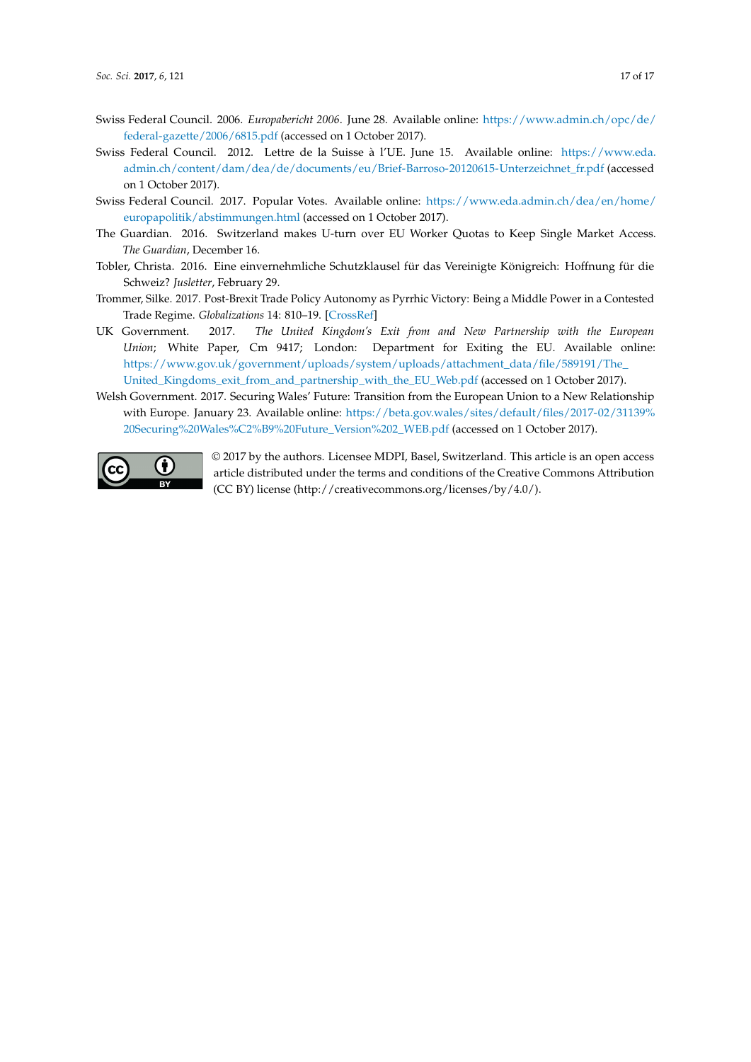Swiss Federal Council. 2006. *Europabericht 2006*. June 28. Available online: https://www.admin.ch/opc/de/federal-gazette/2006/6815.pdf (accessed on 1 October 2017).

Swiss Federal Council. 2012. Lettre de la Suisse à l'UE. June 15. Available online: https://www.eda.admin.ch/content/dam/dea/de/documents/eu/Brief-Barroso-20120615-Unterzeichnet_fr.pdf (accessed on 1 October 2017).

Swiss Federal Council. 2017. Popular Votes. Available online: https://www.eda.admin.ch/dea/en/home/europapolitik/abstimmungen.html (accessed on 1 October 2017).

The Guardian. 2016. Switzerland makes U-turn over EU Worker Quotas to Keep Single Market Access. *The Guardian*, December 16.

Tobler, Christa. 2016. Eine einvernehmliche Schutzklausel für das Vereinigte Königreich: Hoffnung für die Schweiz? *Jusletter*, February 29.

Trommer, Silke. 2017. Post-Brexit Trade Policy Autonomy as Pyrrhic Victory: Being a Middle Power in a Contested Trade Regime. *Globalizations* 14: 810–19. [CrossRef]

UK Government. 2017. *The United Kingdom's Exit from and New Partnership with the European Union*; White Paper, Cm 9417; London: Department for Exiting the EU. Available online: https://www.gov.uk/government/uploads/system/uploads/attachment_data/file/589191/The_United_Kingdoms_exit_from_and_partnership_with_the_EU_Web.pdf (accessed on 1 October 2017).

Welsh Government. 2017. Securing Wales' Future: Transition from the European Union to a New Relationship with Europe. January 23. Available online: https://beta.gov.wales/sites/default/files/2017-02/31139%20Securing%20Wales%C2%B9%20Future_Version%202_WEB.pdf (accessed on 1 October 2017).

© 2017 by the authors. Licensee MDPI, Basel, Switzerland. This article is an open access article distributed under the terms and conditions of the Creative Commons Attribution (CC BY) license (http://creativecommons.org/licenses/by/4.0/).